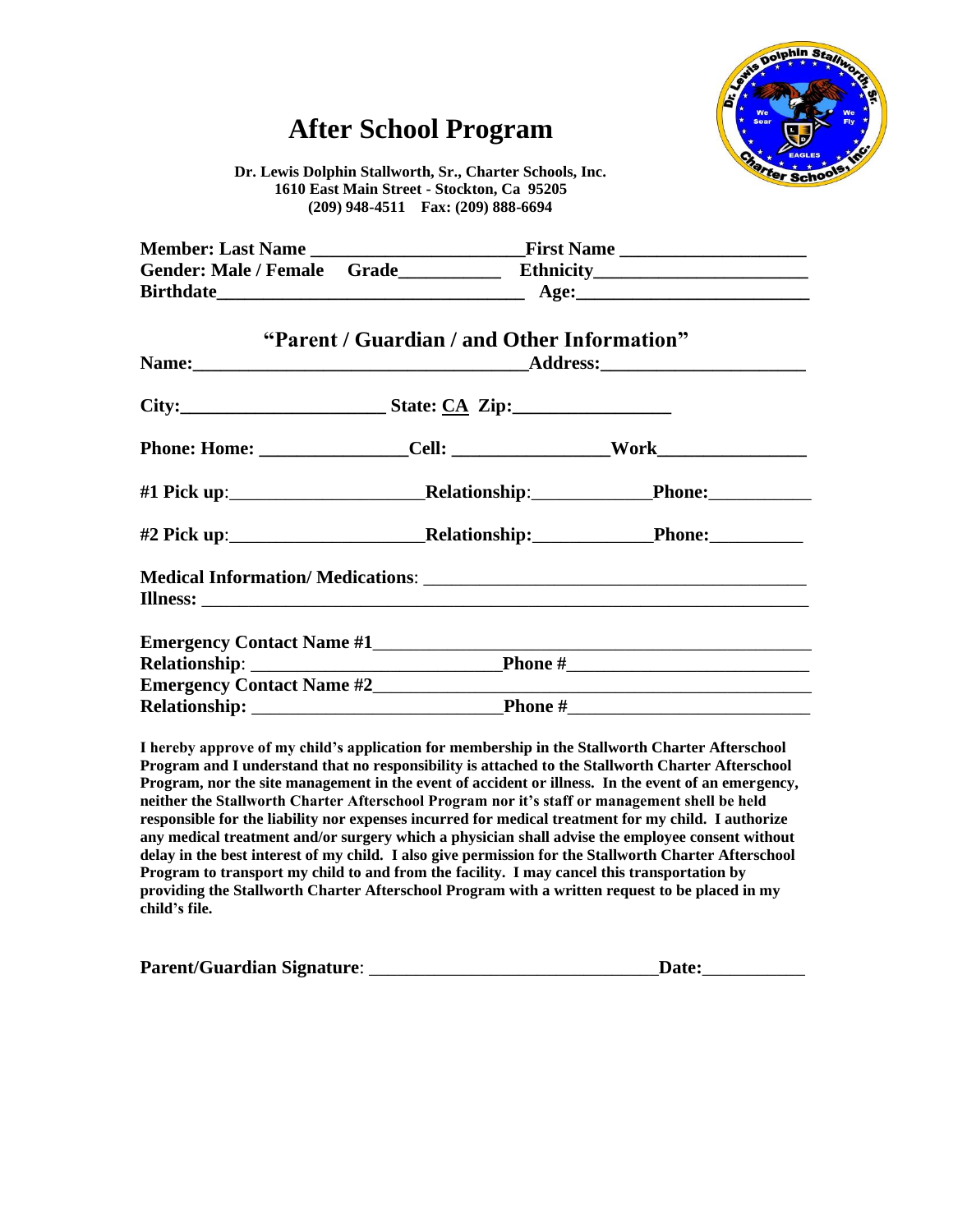# After School Program

**Dr. Lewis Dolphin Stallworth, Sr., Charter Schools, Inc.**
**1610 East Main Street - Stockton, Ca 95205**
**(209) 948-4511 Fax: (209) 888-6694**

**Member: Last Name \_\_\_\_\_\_\_\_\_\_\_\_\_\_\_\_\_\_\_\_\_\_ First Name \_\_\_\_\_\_\_\_\_\_\_\_\_\_\_\_\_\_\_\_**
**Gender: Male / Female Grade\_\_\_\_\_\_\_\_\_\_\_ Ethnicity\_\_\_\_\_\_\_\_\_\_\_\_\_\_\_\_\_\_\_\_\_\_**
**Birthdate\_\_\_\_\_\_\_\_\_\_\_\_\_\_\_\_\_\_\_\_\_\_\_\_\_\_\_\_\_\_\_\_\_ Age:\_\_\_\_\_\_\_\_\_\_\_\_\_\_\_\_\_\_\_\_\_\_\_\_**

## "Parent / Guardian / and Other Information"

**Name:\_\_\_\_\_\_\_\_\_\_\_\_\_\_\_\_\_\_\_\_\_\_\_\_\_\_\_\_\_\_\_\_\_\_\_\_\_ Address:\_\_\_\_\_\_\_\_\_\_\_\_\_\_\_\_\_\_\_\_\_\_**

**City:\_\_\_\_\_\_\_\_\_\_\_\_\_\_\_\_\_\_\_\_\_\_ State: CA Zip:\_\_\_\_\_\_\_\_\_\_\_\_\_\_\_\_\_**

**Phone: Home: \_\_\_\_\_\_\_\_\_\_\_\_\_\_\_\_ Cell: \_\_\_\_\_\_\_\_\_\_\_\_\_\_\_\_\_ Work\_\_\_\_\_\_\_\_\_\_\_\_\_\_\_\_**

**#1 Pick up**:\_\_\_\_\_\_\_\_\_\_\_\_\_\_\_\_\_\_\_\_\_ **Relationship**:\_\_\_\_\_\_\_\_\_\_\_\_\_ **Phone:**\_\_\_\_\_\_\_\_\_\_\_

**#2 Pick up**:\_\_\_\_\_\_\_\_\_\_\_\_\_\_\_\_\_\_\_\_\_ **Relationship:**\_\_\_\_\_\_\_\_\_\_\_\_\_ **Phone:**\_\_\_\_\_\_\_\_\_\_

**Medical Information/ Medications**: \_\_\_\_\_\_\_\_\_\_\_\_\_\_\_\_\_\_\_\_\_\_\_\_\_\_\_\_\_\_\_\_\_\_\_\_\_\_\_\_
**Illness:** \_\_\_\_\_\_\_\_\_\_\_\_\_\_\_\_\_\_\_\_\_\_\_\_\_\_\_\_\_\_\_\_\_\_\_\_\_\_\_\_\_\_\_\_\_\_\_\_\_\_\_\_\_\_\_\_\_\_\_\_\_\_

**Emergency Contact Name #1**\_\_\_\_\_\_\_\_\_\_\_\_\_\_\_\_\_\_\_\_\_\_\_\_\_\_\_\_\_\_\_\_\_\_\_\_\_\_\_\_\_\_\_\_\_\_
**Relationship**: \_\_\_\_\_\_\_\_\_\_\_\_\_\_\_\_\_\_\_\_\_\_\_\_\_\_\_ **Phone #**\_\_\_\_\_\_\_\_\_\_\_\_\_\_\_\_\_\_\_\_\_\_\_\_\_\_
**Emergency Contact Name #2**\_\_\_\_\_\_\_\_\_\_\_\_\_\_\_\_\_\_\_\_\_\_\_\_\_\_\_\_\_\_\_\_\_\_\_\_\_\_\_\_\_\_\_\_\_\_
**Relationship:** \_\_\_\_\_\_\_\_\_\_\_\_\_\_\_\_\_\_\_\_\_\_\_\_\_\_\_ **Phone #**\_\_\_\_\_\_\_\_\_\_\_\_\_\_\_\_\_\_\_\_\_\_\_\_\_\_

**I hereby approve of my child's application for membership in the Stallworth Charter Afterschool Program and I understand that no responsibility is attached to the Stallworth Charter Afterschool Program, nor the site management in the event of accident or illness. In the event of an emergency, neither the Stallworth Charter Afterschool Program nor it's staff or management shell be held responsible for the liability nor expenses incurred for medical treatment for my child. I authorize any medical treatment and/or surgery which a physician shall advise the employee consent without delay in the best interest of my child. I also give permission for the Stallworth Charter Afterschool Program to transport my child to and from the facility. I may cancel this transportation by providing the Stallworth Charter Afterschool Program with a written request to be placed in my child's file.**

**Parent/Guardian Signature**: \_\_\_\_\_\_\_\_\_\_\_\_\_\_\_\_\_\_\_\_\_\_\_\_\_\_\_\_\_\_\_ **Date:**\_\_\_\_\_\_\_\_\_\_\_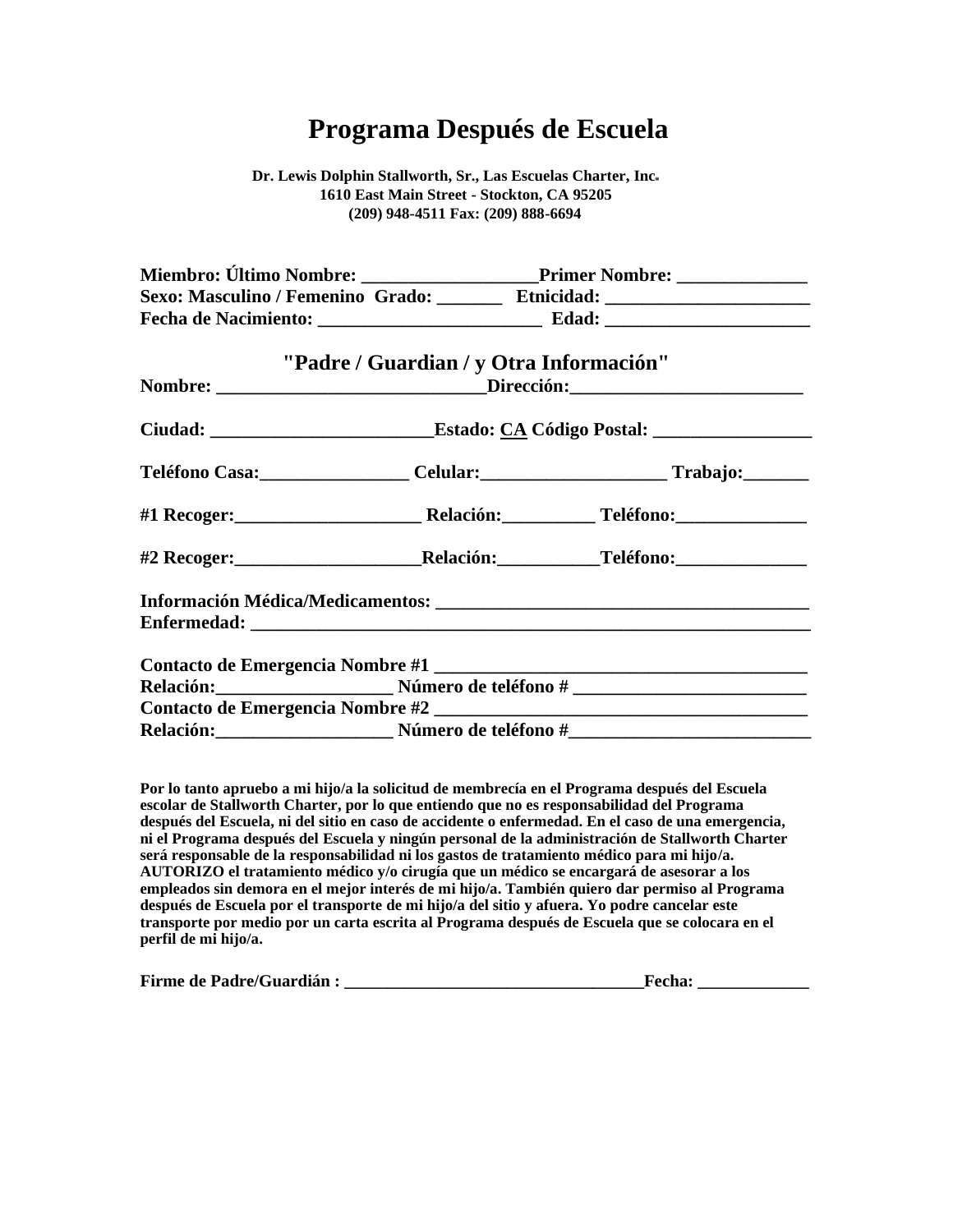# Programa Después de Escuela

**Dr. Lewis Dolphin Stallworth, Sr., Las Escuelas Charter, Inc.**
**1610 East Main Street - Stockton, CA 95205**
**(209) 948-4511 Fax: (209) 888-6694**

**Miembro: Último Nombre: ___________________Primer Nombre: ______________**
**Sexo: Masculino / Femenino Grado: _______ Etnicidad: ______________________**
**Fecha de Nacimiento: ________________________ Edad: ______________________**

## "Padre / Guardian / y Otra Información"

**Nombre: _____________________________Dirección:_________________________**

**Ciudad: ________________________Estado: CA Código Postal: _________________**

**Teléfono Casa:________________ Celular:____________________ Trabajo:_______**

**#1 Recoger:____________________ Relación:__________ Teléfono:______________**

**#2 Recoger:____________________Relación:___________Teléfono:______________**

**Información Médica/Medicamentos: ________________________________________**
**Enfermedad: ____________________________________________________________**

**Contacto de Emergencia Nombre #1 ________________________________________**
**Relación:___________________ Número de teléfono # _________________________**
**Contacto de Emergencia Nombre #2 ________________________________________**
**Relación:___________________ Número de teléfono #__________________________**

**Por lo tanto apruebo a mi hijo/a la solicitud de membrecía en el Programa después del Escuela escolar de Stallworth Charter, por lo que entiendo que no es responsabilidad del Programa después del Escuela, ni del sitio en caso de accidente o enfermedad. En el caso de una emergencia, ni el Programa después del Escuela y ningún personal de la administración de Stallworth Charter será responsable de la responsabilidad ni los gastos de tratamiento médico para mi hijo/a. AUTORIZO el tratamiento médico y/o cirugía que un médico se encargará de asesorar a los empleados sin demora en el mejor interés de mi hijo/a. También quiero dar permiso al Programa después de Escuela por el transporte de mi hijo/a del sitio y afuera. Yo podre cancelar este transporte por medio por un carta escrita al Programa después de Escuela que se colocara en el perfil de mi hijo/a.**

**Firme de Padre/Guardián : __________________________________Fecha: _____________**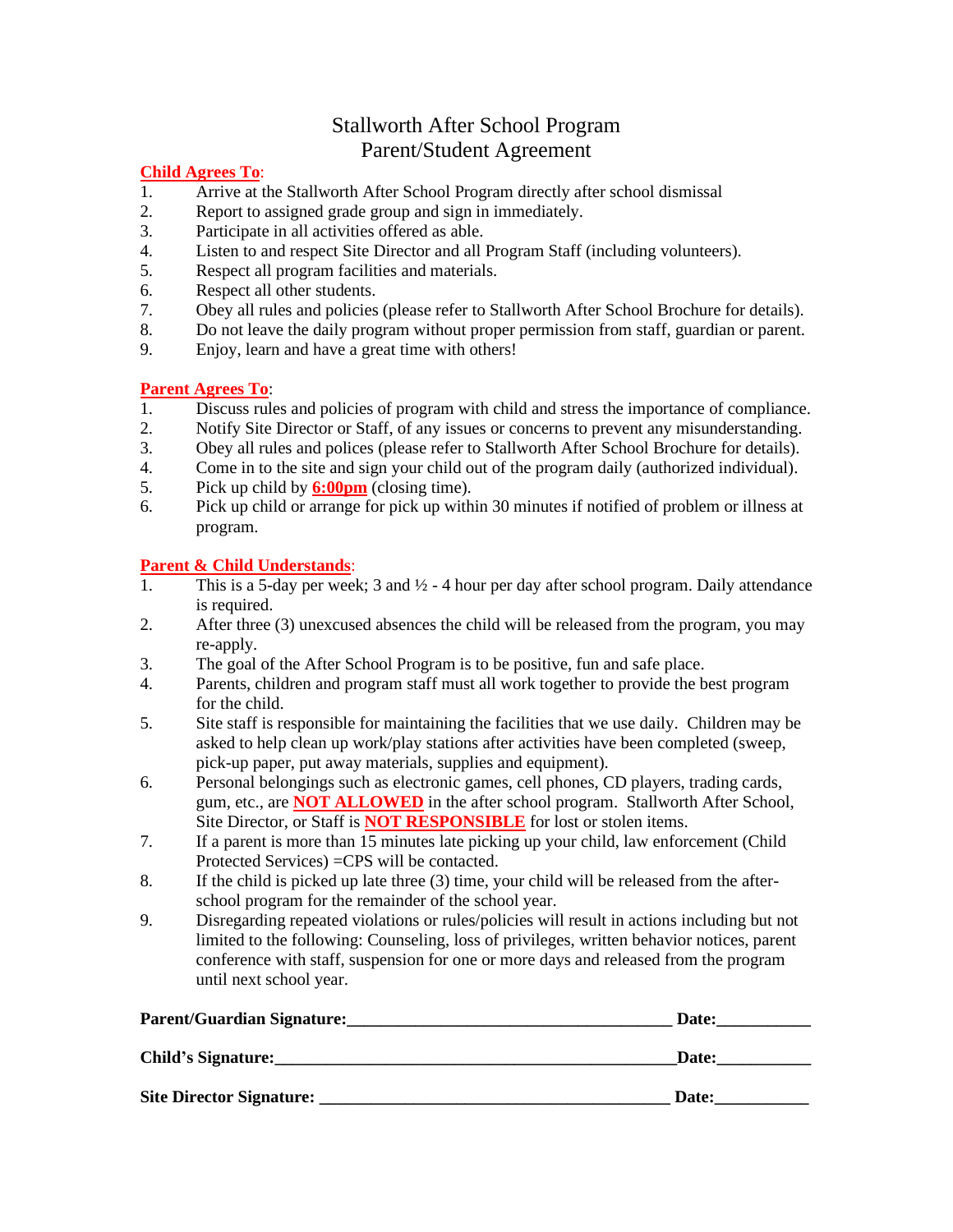# Stallworth After School Program
## Parent/Student Agreement

**Child Agrees To**:

1. Arrive at the Stallworth After School Program directly after school dismissal
2. Report to assigned grade group and sign in immediately.
3. Participate in all activities offered as able.
4. Listen to and respect Site Director and all Program Staff (including volunteers).
5. Respect all program facilities and materials.
6. Respect all other students.
7. Obey all rules and policies (please refer to Stallworth After School Brochure for details).
8. Do not leave the daily program without proper permission from staff, guardian or parent.
9. Enjoy, learn and have a great time with others!

**Parent Agrees To**:

1. Discuss rules and policies of program with child and stress the importance of compliance.
2. Notify Site Director or Staff, of any issues or concerns to prevent any misunderstanding.
3. Obey all rules and polices (please refer to Stallworth After School Brochure for details).
4. Come in to the site and sign your child out of the program daily (authorized individual).
5. Pick up child by **6:00pm** (closing time).
6. Pick up child or arrange for pick up within 30 minutes if notified of problem or illness at program.

**Parent & Child Understands**:

1. This is a 5-day per week; 3 and ½ - 4 hour per day after school program. Daily attendance is required.
2. After three (3) unexcused absences the child will be released from the program, you may re-apply.
3. The goal of the After School Program is to be positive, fun and safe place.
4. Parents, children and program staff must all work together to provide the best program for the child.
5. Site staff is responsible for maintaining the facilities that we use daily. Children may be asked to help clean up work/play stations after activities have been completed (sweep, pick-up paper, put away materials, supplies and equipment).
6. Personal belongings such as electronic games, cell phones, CD players, trading cards, gum, etc., are **NOT ALLOWED** in the after school program. Stallworth After School, Site Director, or Staff is **NOT RESPONSIBLE** for lost or stolen items.
7. If a parent is more than 15 minutes late picking up your child, law enforcement (Child Protected Services) =CPS will be contacted.
8. If the child is picked up late three (3) time, your child will be released from the after-school program for the remainder of the school year.
9. Disregarding repeated violations or rules/policies will result in actions including but not limited to the following: Counseling, loss of privileges, written behavior notices, parent conference with staff, suspension for one or more days and released from the program until next school year.

**Parent/Guardian Signature:**_______________________________________ **Date:**___________

**Child's Signature:**_______________________________________________**Date:**___________

**Site Director Signature:** ________________________________________ **Date:**___________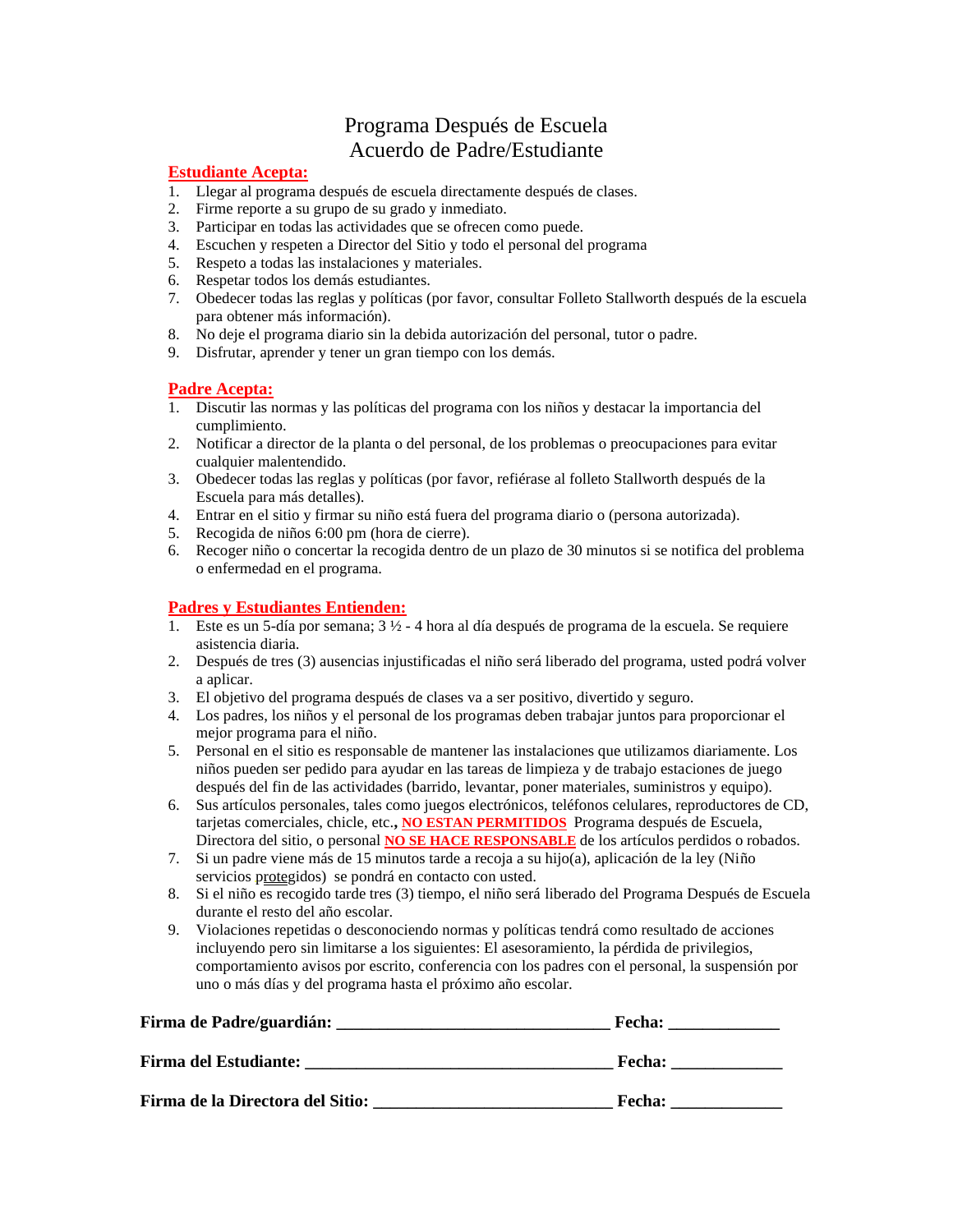# Programa Después de Escuela
# Acuerdo de Padre/Estudiante

**Estudiante Acepta:**

1. Llegar al programa después de escuela directamente después de clases.
2. Firme reporte a su grupo de su grado y inmediato.
3. Participar en todas las actividades que se ofrecen como puede.
4. Escuchen y respeten a Director del Sitio y todo el personal del programa
5. Respeto a todas las instalaciones y materiales.
6. Respetar todos los demás estudiantes.
7. Obedecer todas las reglas y políticas (por favor, consultar Folleto Stallworth después de la escuela para obtener más información).
8. No deje el programa diario sin la debida autorización del personal, tutor o padre.
9. Disfrutar, aprender y tener un gran tiempo con los demás.

**Padre Acepta:**

1. Discutir las normas y las políticas del programa con los niños y destacar la importancia del cumplimiento.
2. Notificar a director de la planta o del personal, de los problemas o preocupaciones para evitar cualquier malentendido.
3. Obedecer todas las reglas y políticas (por favor, refiérase al folleto Stallworth después de la Escuela para más detalles).
4. Entrar en el sitio y firmar su niño está fuera del programa diario o (persona autorizada).
5. Recogida de niños 6:00 pm (hora de cierre).
6. Recoger niño o concertar la recogida dentro de un plazo de 30 minutos si se notifica del problema o enfermedad en el programa.

**Padres y Estudiantes Entienden:**

1. Este es un 5-día por semana; 3 ½ - 4 hora al día después de programa de la escuela. Se requiere asistencia diaria.
2. Después de tres (3) ausencias injustificadas el niño será liberado del programa, usted podrá volver a aplicar.
3. El objetivo del programa después de clases va a ser positivo, divertido y seguro.
4. Los padres, los niños y el personal de los programas deben trabajar juntos para proporcionar el mejor programa para el niño.
5. Personal en el sitio es responsable de mantener las instalaciones que utilizamos diariamente. Los niños pueden ser pedido para ayudar en las tareas de limpieza y de trabajo estaciones de juego después del fin de las actividades (barrido, levantar, poner materiales, suministros y equipo).
6. Sus artículos personales, tales como juegos electrónicos, teléfonos celulares, reproductores de CD, tarjetas comerciales, chicle, etc.**,** **NO ESTAN PERMITIDOS** Programa después de Escuela, Directora del sitio, o personal **NO SE HACE RESPONSABLE** de los artículos perdidos o robados.
7. Si un padre viene más de 15 minutos tarde a recoja a su hijo(a), aplicación de la ley (Niño servicios protegidos) se pondrá en contacto con usted.
8. Si el niño es recogido tarde tres (3) tiempo, el niño será liberado del Programa Después de Escuela durante el resto del año escolar.
9. Violaciones repetidas o desconociendo normas y políticas tendrá como resultado de acciones incluyendo pero sin limitarse a los siguientes: El asesoramiento, la pérdida de privilegios, comportamiento avisos por escrito, conferencia con los padres con el personal, la suspensión por uno o más días y del programa hasta el próximo año escolar.

**Firma de Padre/guardián:** ________________________________ **Fecha:** _____________

**Firma del Estudiante:** ____________________________________ **Fecha:** _____________

**Firma de la Directora del Sitio:** ____________________________ **Fecha:** _____________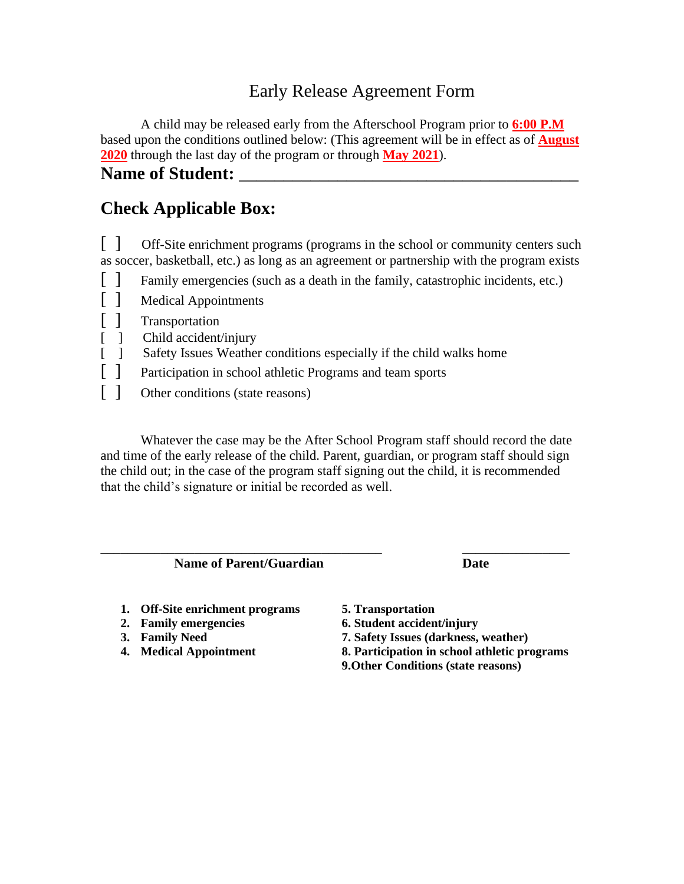# Early Release Agreement Form

A child may be released early from the Afterschool Program prior to **6:00 P.M** based upon the conditions outlined below: (This agreement will be in effect as of **August 2020** through the last day of the program or through **May 2021**).

## Name of Student: ________________________________________

## Check Applicable Box:

[ ] Off-Site enrichment programs (programs in the school or community centers such as soccer, basketball, etc.) as long as an agreement or partnership with the program exists

[ ] Family emergencies (such as a death in the family, catastrophic incidents, etc.)

[ ] Medical Appointments

[ ] Transportation

[ ] Child accident/injury

[ ] Safety Issues Weather conditions especially if the child walks home

[ ] Participation in school athletic Programs and team sports

[ ] Other conditions (state reasons)

Whatever the case may be the After School Program staff should record the date and time of the early release of the child. Parent, guardian, or program staff should sign the child out; in the case of the program staff signing out the child, it is recommended that the child's signature or initial be recorded as well.

________________________________________ ________________

**Name of Parent/Guardian** **Date**

1. **Off-Site enrichment programs**
2. **Family emergencies**
3. **Family Need**
4. **Medical Appointment**
5. **Transportation**
6. **Student accident/injury**
7. **Safety Issues (darkness, weather)**
8. **Participation in school athletic programs**
9. **Other Conditions (state reasons)**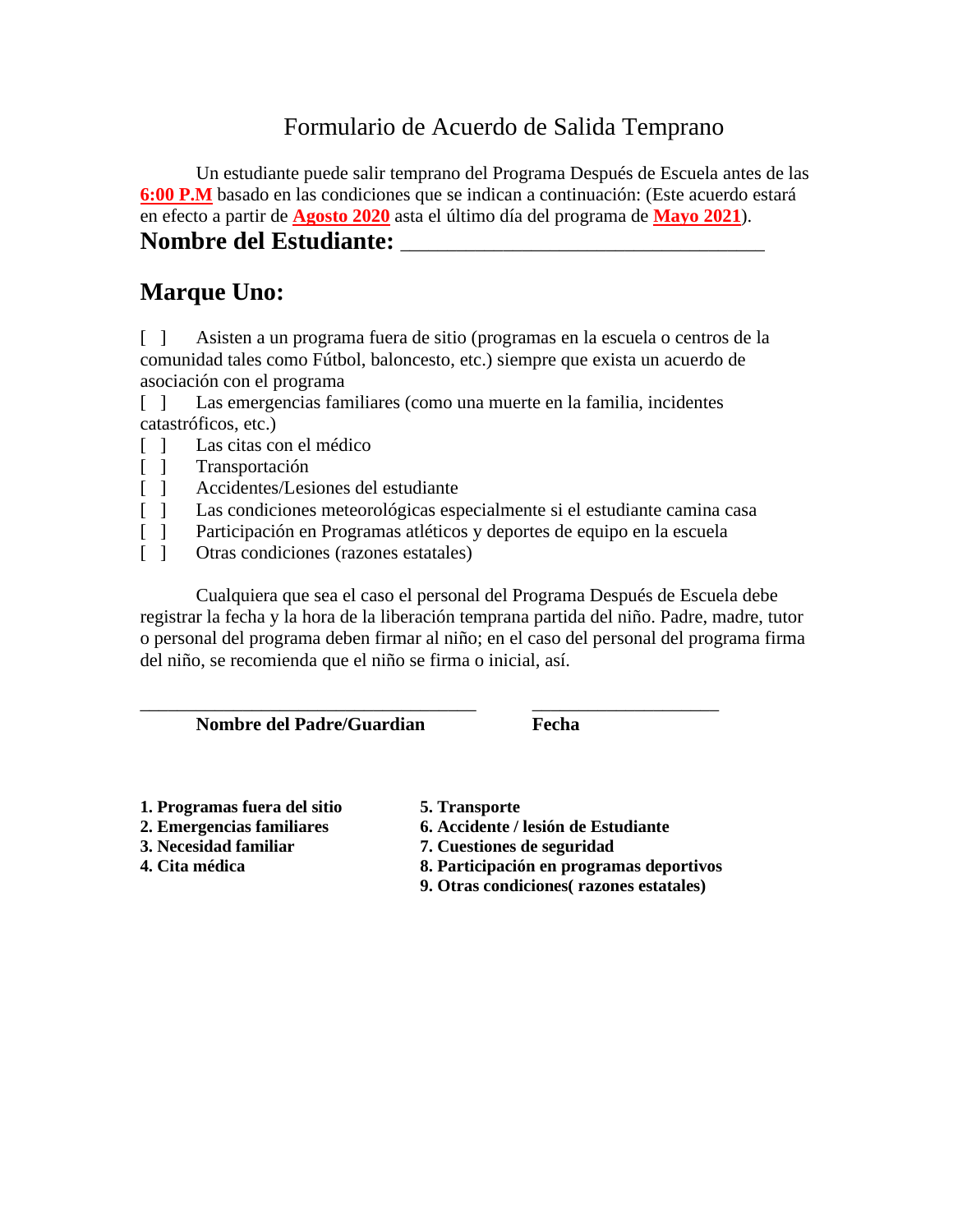# Formulario de Acuerdo de Salida Temprano

Un estudiante puede salir temprano del Programa Después de Escuela antes de las **6:00 P.M** basado en las condiciones que se indican a continuación: (Este acuerdo estará en efecto a partir de **Agosto 2020** asta el último día del programa de **Mayo 2021**).

**Nombre del Estudiante:** ________________________________

## Marque Uno:

[ ] Asisten a un programa fuera de sitio (programas en la escuela o centros de la comunidad tales como Fútbol, baloncesto, etc.) siempre que exista un acuerdo de asociación con el programa
[ ] Las emergencias familiares (como una muerte en la familia, incidentes catastróficos, etc.)
[ ] Las citas con el médico
[ ] Transportación
[ ] Accidentes/Lesiones del estudiante
[ ] Las condiciones meteorológicas especialmente si el estudiante camina casa
[ ] Participación en Programas atléticos y deportes de equipo en la escuela
[ ] Otras condiciones (razones estatales)

Cualquiera que sea el caso el personal del Programa Después de Escuela debe registrar la fecha y la hora de la liberación temprana partida del niño. Padre, madre, tutor o personal del programa deben firmar al niño; en el caso del personal del programa firma del niño, se recomienda que el niño se firma o inicial, así.

___________________________________ ___________________

**Nombre del Padre/Guardian** **Fecha**

**1. Programas fuera del sitio**
**2. Emergencias familiares**
**3. Necesidad familiar**
**4. Cita médica**
**5. Transporte**
**6. Accidente / lesión de Estudiante**
**7. Cuestiones de seguridad**
**8. Participación en programas deportivos**
**9. Otras condiciones( razones estatales)**